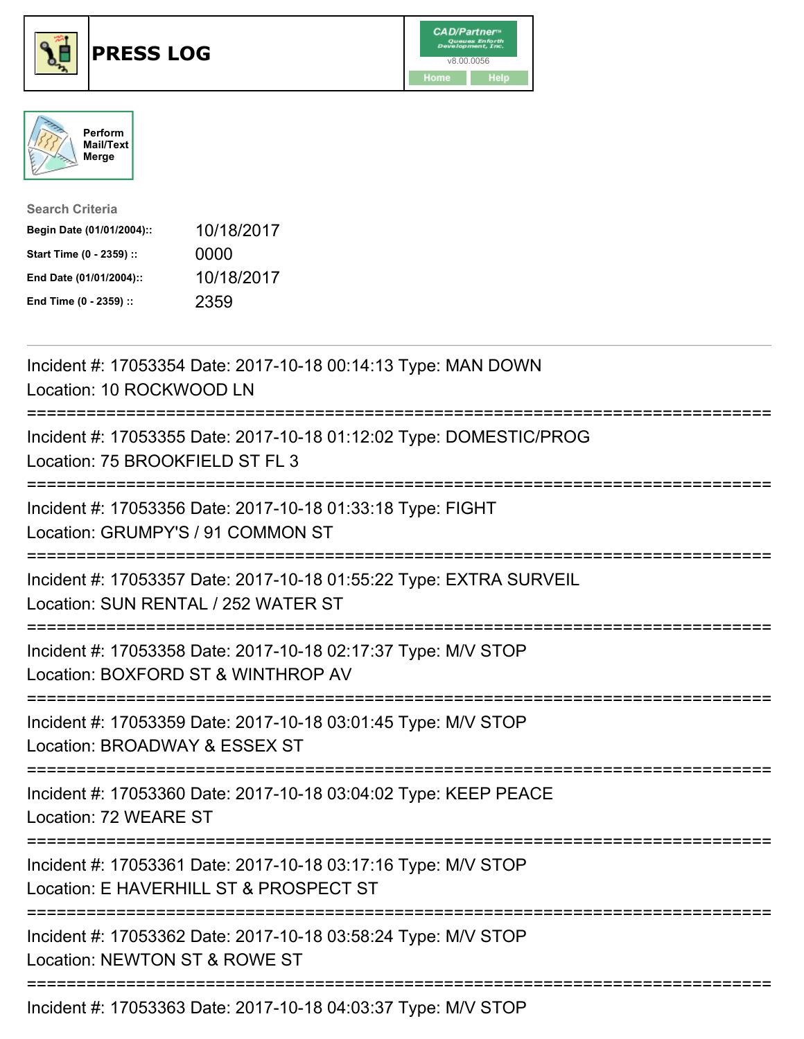# PRESS LOG

CAD/Partner v8.00.0056

Home Help

Perform Mail/Text Merge

**Search Criteria**

| | |
|---|---|
| **Begin Date (01/01/2004)::** | 10/18/2017 |
| **Start Time (0 - 2359) ::** | 0000 |
| **End Date (01/01/2004)::** | 10/18/2017 |
| **End Time (0 - 2359) ::** | 2359 |

---

Incident #: 17053354 Date: 2017-10-18 00:14:13 Type: MAN DOWN
Location: 10 ROCKWOOD LN

===========================================================================

Incident #: 17053355 Date: 2017-10-18 01:12:02 Type: DOMESTIC/PROG
Location: 75 BROOKFIELD ST FL 3

===========================================================================

Incident #: 17053356 Date: 2017-10-18 01:33:18 Type: FIGHT
Location: GRUMPY'S / 91 COMMON ST

===========================================================================

Incident #: 17053357 Date: 2017-10-18 01:55:22 Type: EXTRA SURVEIL
Location: SUN RENTAL / 252 WATER ST

===========================================================================

Incident #: 17053358 Date: 2017-10-18 02:17:37 Type: M/V STOP
Location: BOXFORD ST & WINTHROP AV

===========================================================================

Incident #: 17053359 Date: 2017-10-18 03:01:45 Type: M/V STOP
Location: BROADWAY & ESSEX ST

===========================================================================

Incident #: 17053360 Date: 2017-10-18 03:04:02 Type: KEEP PEACE
Location: 72 WEARE ST

===========================================================================

Incident #: 17053361 Date: 2017-10-18 03:17:16 Type: M/V STOP
Location: E HAVERHILL ST & PROSPECT ST

===========================================================================

Incident #: 17053362 Date: 2017-10-18 03:58:24 Type: M/V STOP
Location: NEWTON ST & ROWE ST

===========================================================================

Incident #: 17053363 Date: 2017-10-18 04:03:37 Type: M/V STOP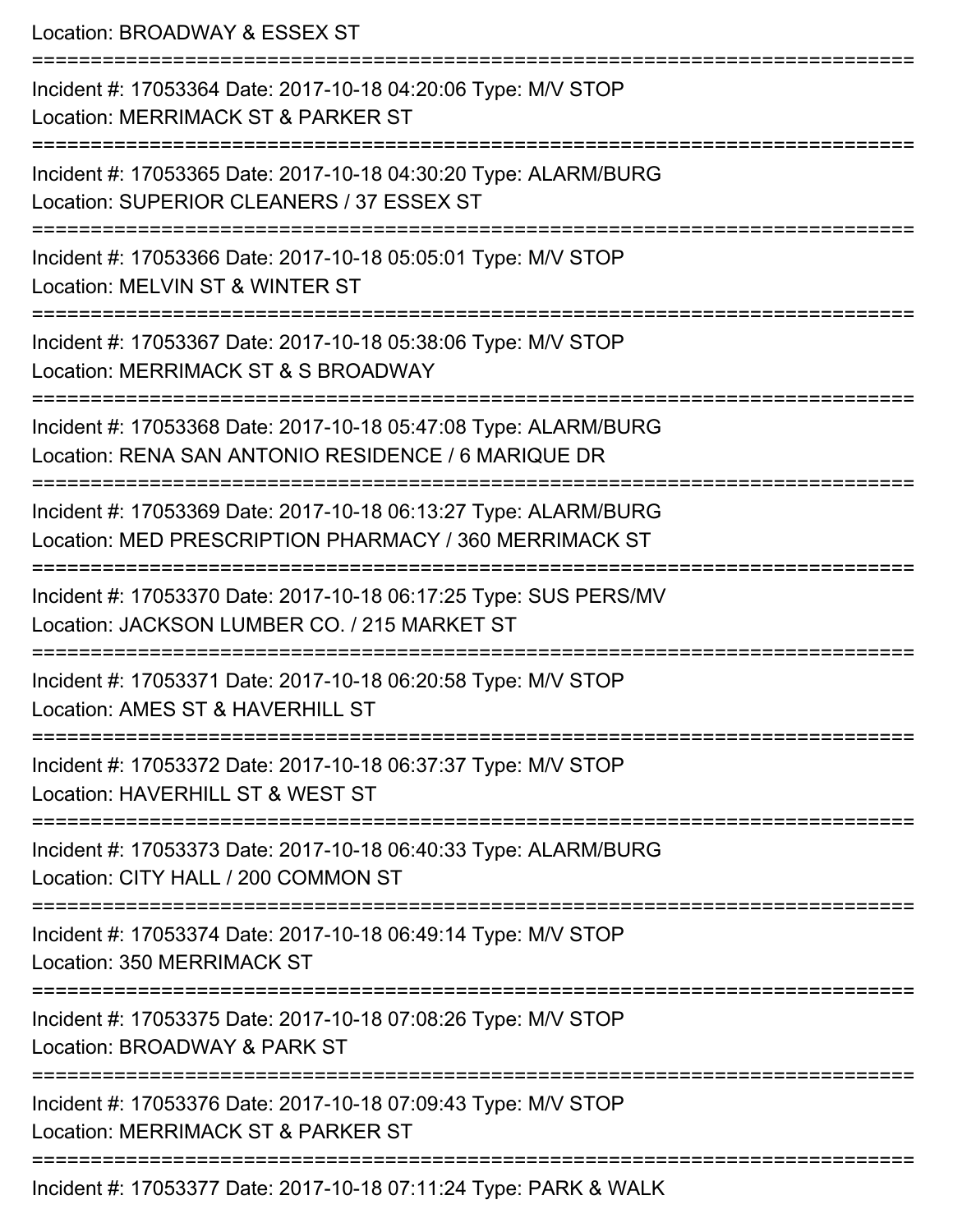Location: BROADWAY & ESSEX ST

===========================================================================

Incident #: 17053364 Date: 2017-10-18 04:20:06 Type: M/V STOP

Location: MERRIMACK ST & PARKER ST

===========================================================================

Incident #: 17053365 Date: 2017-10-18 04:30:20 Type: ALARM/BURG

Location: SUPERIOR CLEANERS / 37 ESSEX ST

===========================================================================

Incident #: 17053366 Date: 2017-10-18 05:05:01 Type: M/V STOP

Location: MELVIN ST & WINTER ST

===========================================================================

Incident #: 17053367 Date: 2017-10-18 05:38:06 Type: M/V STOP

Location: MERRIMACK ST & S BROADWAY

===========================================================================

Incident #: 17053368 Date: 2017-10-18 05:47:08 Type: ALARM/BURG

Location: RENA SAN ANTONIO RESIDENCE / 6 MARIQUE DR

===========================================================================

Incident #: 17053369 Date: 2017-10-18 06:13:27 Type: ALARM/BURG

Location: MED PRESCRIPTION PHARMACY / 360 MERRIMACK ST

===========================================================================

Incident #: 17053370 Date: 2017-10-18 06:17:25 Type: SUS PERS/MV

Location: JACKSON LUMBER CO. / 215 MARKET ST

===========================================================================

Incident #: 17053371 Date: 2017-10-18 06:20:58 Type: M/V STOP

Location: AMES ST & HAVERHILL ST

===========================================================================

Incident #: 17053372 Date: 2017-10-18 06:37:37 Type: M/V STOP

Location: HAVERHILL ST & WEST ST

===========================================================================

Incident #: 17053373 Date: 2017-10-18 06:40:33 Type: ALARM/BURG

Location: CITY HALL / 200 COMMON ST

===========================================================================

Incident #: 17053374 Date: 2017-10-18 06:49:14 Type: M/V STOP

Location: 350 MERRIMACK ST

===========================================================================

Incident #: 17053375 Date: 2017-10-18 07:08:26 Type: M/V STOP

Location: BROADWAY & PARK ST

===========================================================================

Incident #: 17053376 Date: 2017-10-18 07:09:43 Type: M/V STOP

Location: MERRIMACK ST & PARKER ST

===========================================================================

Incident #: 17053377 Date: 2017-10-18 07:11:24 Type: PARK & WALK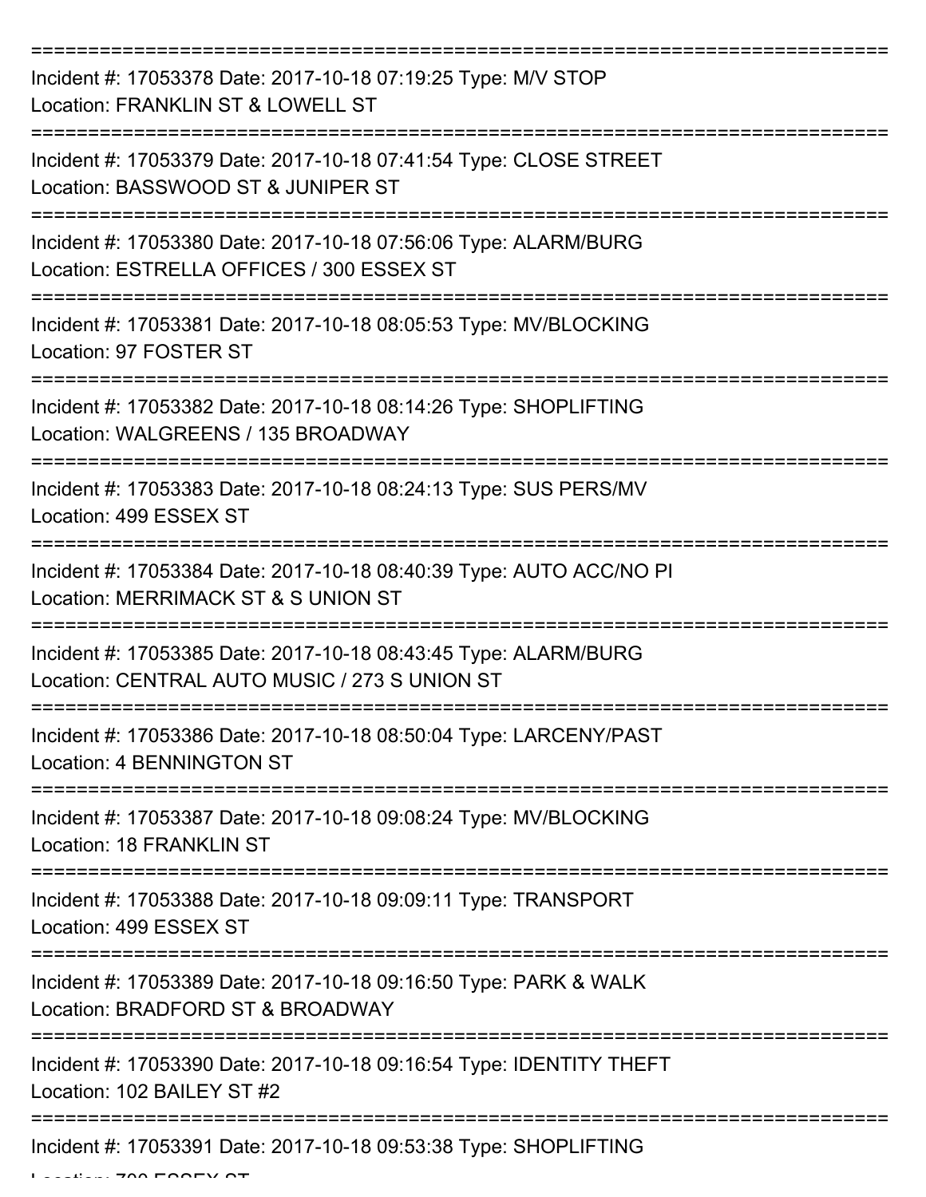===========================================================================

Incident #: 17053378 Date: 2017-10-18 07:19:25 Type: M/V STOP
Location: FRANKLIN ST & LOWELL ST

===========================================================================

Incident #: 17053379 Date: 2017-10-18 07:41:54 Type: CLOSE STREET
Location: BASSWOOD ST & JUNIPER ST

===========================================================================

Incident #: 17053380 Date: 2017-10-18 07:56:06 Type: ALARM/BURG
Location: ESTRELLA OFFICES / 300 ESSEX ST

===========================================================================

Incident #: 17053381 Date: 2017-10-18 08:05:53 Type: MV/BLOCKING
Location: 97 FOSTER ST

===========================================================================

Incident #: 17053382 Date: 2017-10-18 08:14:26 Type: SHOPLIFTING
Location: WALGREENS / 135 BROADWAY

===========================================================================

Incident #: 17053383 Date: 2017-10-18 08:24:13 Type: SUS PERS/MV
Location: 499 ESSEX ST

===========================================================================

Incident #: 17053384 Date: 2017-10-18 08:40:39 Type: AUTO ACC/NO PI
Location: MERRIMACK ST & S UNION ST

===========================================================================

Incident #: 17053385 Date: 2017-10-18 08:43:45 Type: ALARM/BURG
Location: CENTRAL AUTO MUSIC / 273 S UNION ST

===========================================================================

Incident #: 17053386 Date: 2017-10-18 08:50:04 Type: LARCENY/PAST
Location: 4 BENNINGTON ST

===========================================================================

Incident #: 17053387 Date: 2017-10-18 09:08:24 Type: MV/BLOCKING
Location: 18 FRANKLIN ST

===========================================================================

Incident #: 17053388 Date: 2017-10-18 09:09:11 Type: TRANSPORT
Location: 499 ESSEX ST

===========================================================================

Incident #: 17053389 Date: 2017-10-18 09:16:50 Type: PARK & WALK
Location: BRADFORD ST & BROADWAY

===========================================================================

Incident #: 17053390 Date: 2017-10-18 09:16:54 Type: IDENTITY THEFT
Location: 102 BAILEY ST #2

===========================================================================

Incident #: 17053391 Date: 2017-10-18 09:53:38 Type: SHOPLIFTING
Location: 700 ESSEX ST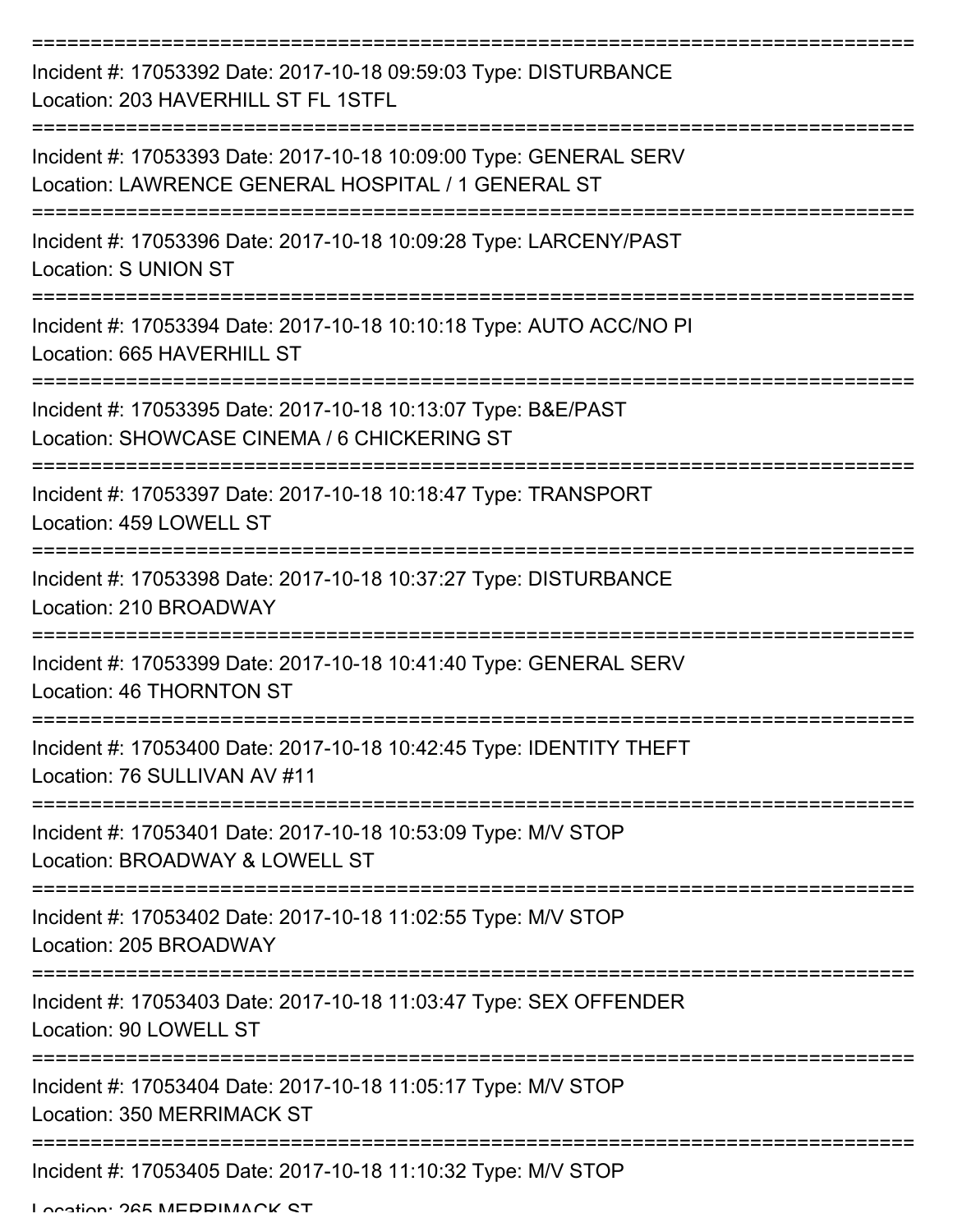===========================================================================

Incident #: 17053392 Date: 2017-10-18 09:59:03 Type: DISTURBANCE
Location: 203 HAVERHILL ST FL 1STFL

===========================================================================

Incident #: 17053393 Date: 2017-10-18 10:09:00 Type: GENERAL SERV
Location: LAWRENCE GENERAL HOSPITAL / 1 GENERAL ST

===========================================================================

Incident #: 17053396 Date: 2017-10-18 10:09:28 Type: LARCENY/PAST
Location: S UNION ST

===========================================================================

Incident #: 17053394 Date: 2017-10-18 10:10:18 Type: AUTO ACC/NO PI
Location: 665 HAVERHILL ST

===========================================================================

Incident #: 17053395 Date: 2017-10-18 10:13:07 Type: B&E/PAST
Location: SHOWCASE CINEMA / 6 CHICKERING ST

===========================================================================

Incident #: 17053397 Date: 2017-10-18 10:18:47 Type: TRANSPORT
Location: 459 LOWELL ST

===========================================================================

Incident #: 17053398 Date: 2017-10-18 10:37:27 Type: DISTURBANCE
Location: 210 BROADWAY

===========================================================================

Incident #: 17053399 Date: 2017-10-18 10:41:40 Type: GENERAL SERV
Location: 46 THORNTON ST

===========================================================================

Incident #: 17053400 Date: 2017-10-18 10:42:45 Type: IDENTITY THEFT
Location: 76 SULLIVAN AV #11

===========================================================================

Incident #: 17053401 Date: 2017-10-18 10:53:09 Type: M/V STOP
Location: BROADWAY & LOWELL ST

===========================================================================

Incident #: 17053402 Date: 2017-10-18 11:02:55 Type: M/V STOP
Location: 205 BROADWAY

===========================================================================

Incident #: 17053403 Date: 2017-10-18 11:03:47 Type: SEX OFFENDER
Location: 90 LOWELL ST

===========================================================================

Incident #: 17053404 Date: 2017-10-18 11:05:17 Type: M/V STOP
Location: 350 MERRIMACK ST

===========================================================================

Incident #: 17053405 Date: 2017-10-18 11:10:32 Type: M/V STOP
Location: 265 MERRIMACK ST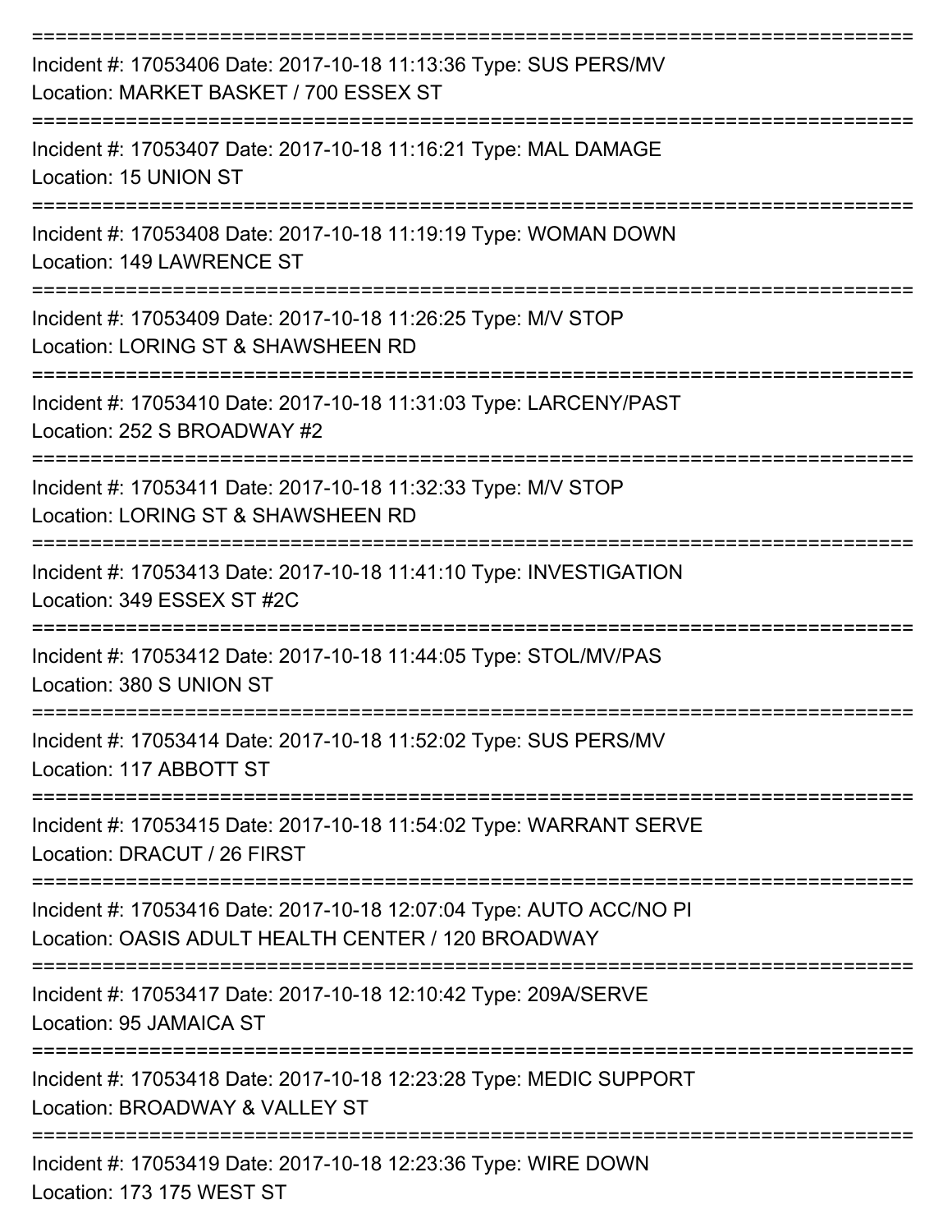===========================================================================

Incident #: 17053406 Date: 2017-10-18 11:13:36 Type: SUS PERS/MV
Location: MARKET BASKET / 700 ESSEX ST

===========================================================================

Incident #: 17053407 Date: 2017-10-18 11:16:21 Type: MAL DAMAGE
Location: 15 UNION ST

===========================================================================

Incident #: 17053408 Date: 2017-10-18 11:19:19 Type: WOMAN DOWN
Location: 149 LAWRENCE ST

===========================================================================

Incident #: 17053409 Date: 2017-10-18 11:26:25 Type: M/V STOP
Location: LORING ST & SHAWSHEEN RD

===========================================================================

Incident #: 17053410 Date: 2017-10-18 11:31:03 Type: LARCENY/PAST
Location: 252 S BROADWAY #2

===========================================================================

Incident #: 17053411 Date: 2017-10-18 11:32:33 Type: M/V STOP
Location: LORING ST & SHAWSHEEN RD

===========================================================================

Incident #: 17053413 Date: 2017-10-18 11:41:10 Type: INVESTIGATION
Location: 349 ESSEX ST #2C

===========================================================================

Incident #: 17053412 Date: 2017-10-18 11:44:05 Type: STOL/MV/PAS
Location: 380 S UNION ST

===========================================================================

Incident #: 17053414 Date: 2017-10-18 11:52:02 Type: SUS PERS/MV
Location: 117 ABBOTT ST

===========================================================================

Incident #: 17053415 Date: 2017-10-18 11:54:02 Type: WARRANT SERVE
Location: DRACUT / 26 FIRST

===========================================================================

Incident #: 17053416 Date: 2017-10-18 12:07:04 Type: AUTO ACC/NO PI
Location: OASIS ADULT HEALTH CENTER / 120 BROADWAY

===========================================================================

Incident #: 17053417 Date: 2017-10-18 12:10:42 Type: 209A/SERVE
Location: 95 JAMAICA ST

===========================================================================

Incident #: 17053418 Date: 2017-10-18 12:23:28 Type: MEDIC SUPPORT
Location: BROADWAY & VALLEY ST

===========================================================================

Incident #: 17053419 Date: 2017-10-18 12:23:36 Type: WIRE DOWN
Location: 173 175 WEST ST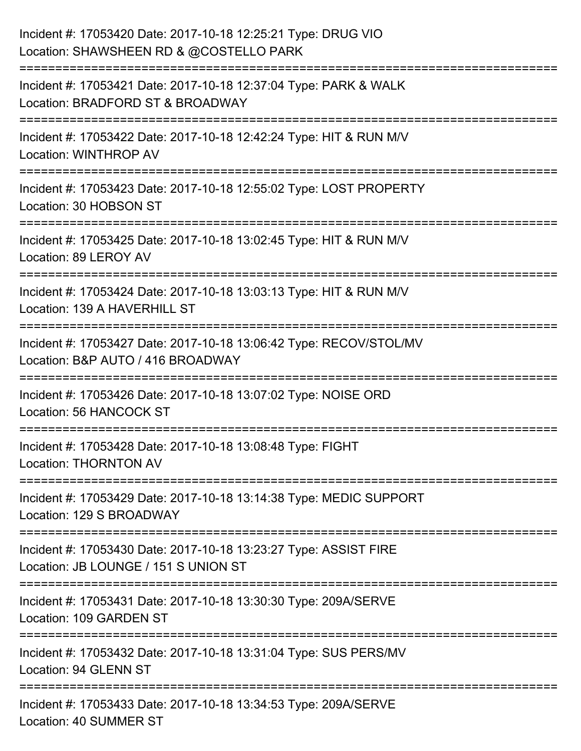Incident #: 17053420 Date: 2017-10-18 12:25:21 Type: DRUG VIO
Location: SHAWSHEEN RD & @COSTELLO PARK

===========================================================================

Incident #: 17053421 Date: 2017-10-18 12:37:04 Type: PARK & WALK
Location: BRADFORD ST & BROADWAY

===========================================================================

Incident #: 17053422 Date: 2017-10-18 12:42:24 Type: HIT & RUN M/V
Location: WINTHROP AV

===========================================================================

Incident #: 17053423 Date: 2017-10-18 12:55:02 Type: LOST PROPERTY
Location: 30 HOBSON ST

===========================================================================

Incident #: 17053425 Date: 2017-10-18 13:02:45 Type: HIT & RUN M/V
Location: 89 LEROY AV

===========================================================================

Incident #: 17053424 Date: 2017-10-18 13:03:13 Type: HIT & RUN M/V
Location: 139 A HAVERHILL ST

===========================================================================

Incident #: 17053427 Date: 2017-10-18 13:06:42 Type: RECOV/STOL/MV
Location: B&P AUTO / 416 BROADWAY

===========================================================================

Incident #: 17053426 Date: 2017-10-18 13:07:02 Type: NOISE ORD
Location: 56 HANCOCK ST

===========================================================================

Incident #: 17053428 Date: 2017-10-18 13:08:48 Type: FIGHT
Location: THORNTON AV

===========================================================================

Incident #: 17053429 Date: 2017-10-18 13:14:38 Type: MEDIC SUPPORT
Location: 129 S BROADWAY

===========================================================================

Incident #: 17053430 Date: 2017-10-18 13:23:27 Type: ASSIST FIRE
Location: JB LOUNGE / 151 S UNION ST

===========================================================================

Incident #: 17053431 Date: 2017-10-18 13:30:30 Type: 209A/SERVE
Location: 109 GARDEN ST

===========================================================================

Incident #: 17053432 Date: 2017-10-18 13:31:04 Type: SUS PERS/MV
Location: 94 GLENN ST

===========================================================================

Incident #: 17053433 Date: 2017-10-18 13:34:53 Type: 209A/SERVE
Location: 40 SUMMER ST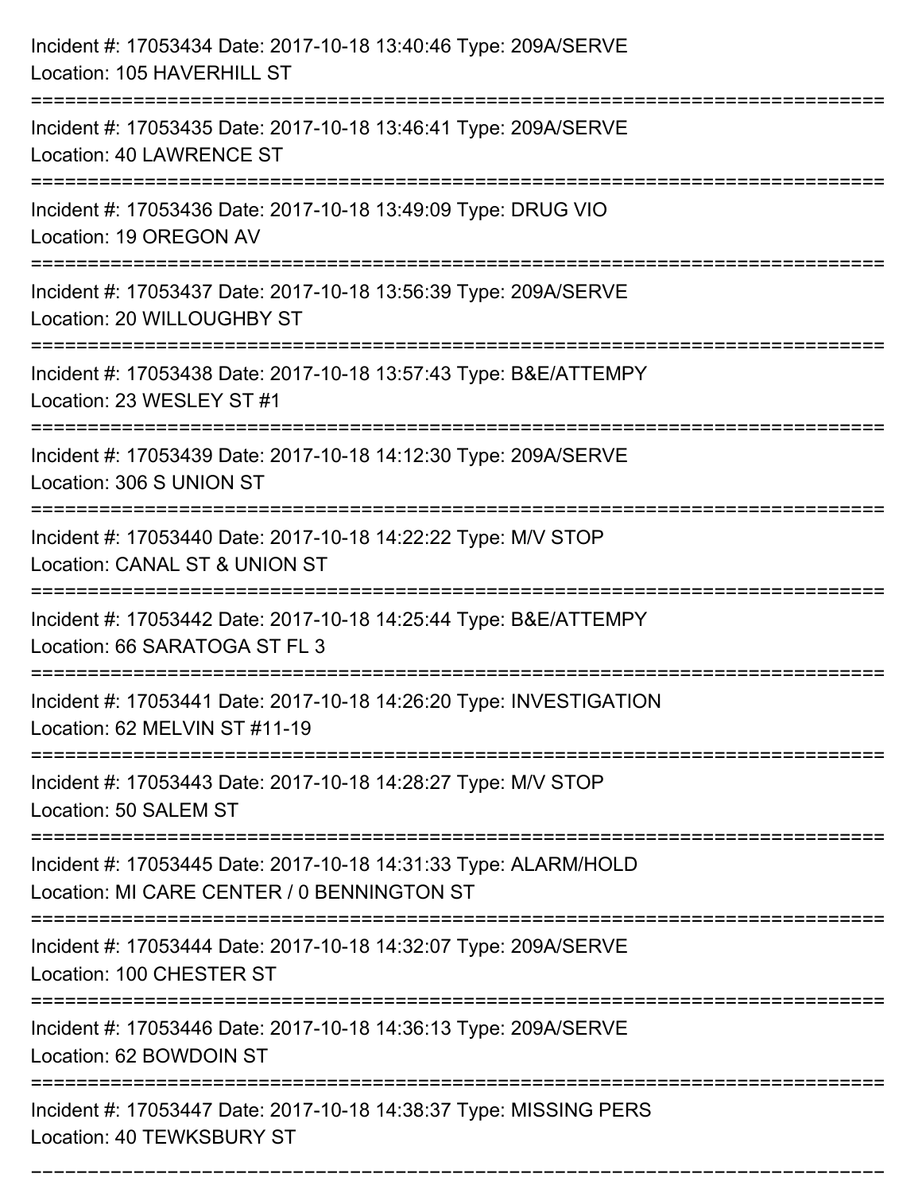Incident #: 17053434 Date: 2017-10-18 13:40:46 Type: 209A/SERVE
Location: 105 HAVERHILL ST

===========================================================================

Incident #: 17053435 Date: 2017-10-18 13:46:41 Type: 209A/SERVE
Location: 40 LAWRENCE ST

===========================================================================

Incident #: 17053436 Date: 2017-10-18 13:49:09 Type: DRUG VIO
Location: 19 OREGON AV

===========================================================================

Incident #: 17053437 Date: 2017-10-18 13:56:39 Type: 209A/SERVE
Location: 20 WILLOUGHBY ST

===========================================================================

Incident #: 17053438 Date: 2017-10-18 13:57:43 Type: B&E/ATTEMPY
Location: 23 WESLEY ST #1

===========================================================================

Incident #: 17053439 Date: 2017-10-18 14:12:30 Type: 209A/SERVE
Location: 306 S UNION ST

===========================================================================

Incident #: 17053440 Date: 2017-10-18 14:22:22 Type: M/V STOP
Location: CANAL ST & UNION ST

===========================================================================

Incident #: 17053442 Date: 2017-10-18 14:25:44 Type: B&E/ATTEMPY
Location: 66 SARATOGA ST FL 3

===========================================================================

Incident #: 17053441 Date: 2017-10-18 14:26:20 Type: INVESTIGATION
Location: 62 MELVIN ST #11-19

===========================================================================

Incident #: 17053443 Date: 2017-10-18 14:28:27 Type: M/V STOP
Location: 50 SALEM ST

===========================================================================

Incident #: 17053445 Date: 2017-10-18 14:31:33 Type: ALARM/HOLD
Location: MI CARE CENTER / 0 BENNINGTON ST

===========================================================================

Incident #: 17053444 Date: 2017-10-18 14:32:07 Type: 209A/SERVE
Location: 100 CHESTER ST

===========================================================================

Incident #: 17053446 Date: 2017-10-18 14:36:13 Type: 209A/SERVE
Location: 62 BOWDOIN ST

===========================================================================

Incident #: 17053447 Date: 2017-10-18 14:38:37 Type: MISSING PERS
Location: 40 TEWKSBURY ST

===========================================================================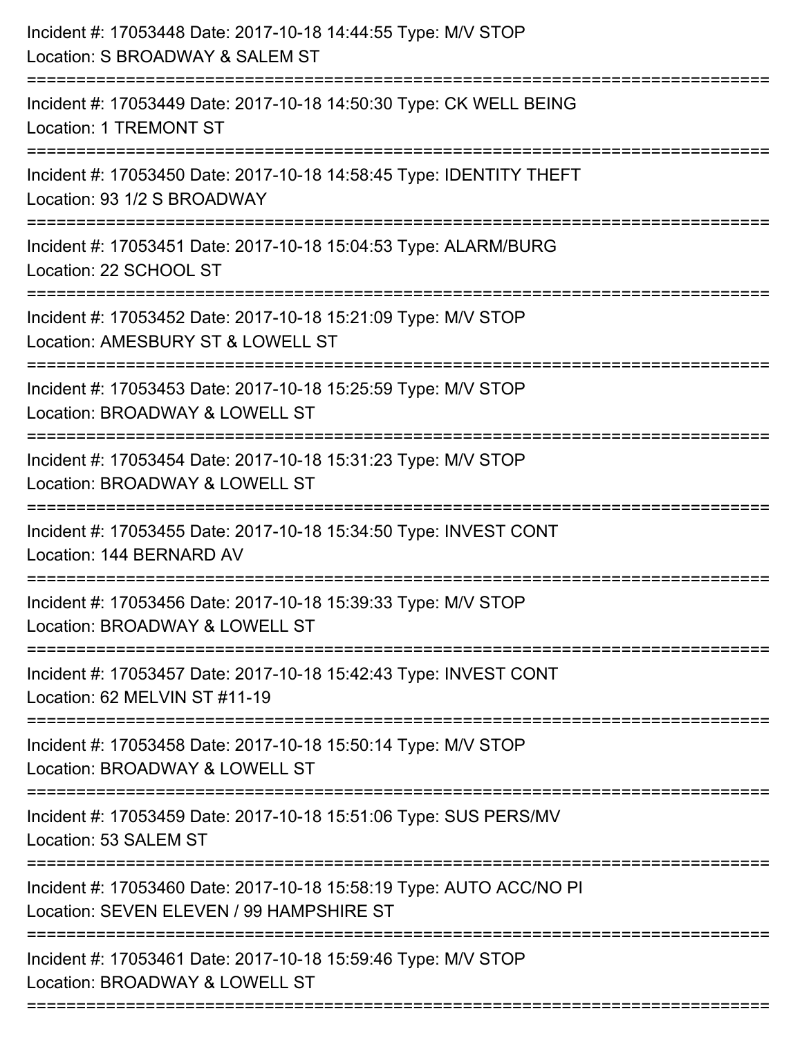Incident #: 17053448 Date: 2017-10-18 14:44:55 Type: M/V STOP
Location: S BROADWAY & SALEM ST

===========================================================================

Incident #: 17053449 Date: 2017-10-18 14:50:30 Type: CK WELL BEING
Location: 1 TREMONT ST

===========================================================================

Incident #: 17053450 Date: 2017-10-18 14:58:45 Type: IDENTITY THEFT
Location: 93 1/2 S BROADWAY

===========================================================================

Incident #: 17053451 Date: 2017-10-18 15:04:53 Type: ALARM/BURG
Location: 22 SCHOOL ST

===========================================================================

Incident #: 17053452 Date: 2017-10-18 15:21:09 Type: M/V STOP
Location: AMESBURY ST & LOWELL ST

===========================================================================

Incident #: 17053453 Date: 2017-10-18 15:25:59 Type: M/V STOP
Location: BROADWAY & LOWELL ST

===========================================================================

Incident #: 17053454 Date: 2017-10-18 15:31:23 Type: M/V STOP
Location: BROADWAY & LOWELL ST

===========================================================================

Incident #: 17053455 Date: 2017-10-18 15:34:50 Type: INVEST CONT
Location: 144 BERNARD AV

===========================================================================

Incident #: 17053456 Date: 2017-10-18 15:39:33 Type: M/V STOP
Location: BROADWAY & LOWELL ST

===========================================================================

Incident #: 17053457 Date: 2017-10-18 15:42:43 Type: INVEST CONT
Location: 62 MELVIN ST #11-19

===========================================================================

Incident #: 17053458 Date: 2017-10-18 15:50:14 Type: M/V STOP
Location: BROADWAY & LOWELL ST

===========================================================================

Incident #: 17053459 Date: 2017-10-18 15:51:06 Type: SUS PERS/MV
Location: 53 SALEM ST

===========================================================================

Incident #: 17053460 Date: 2017-10-18 15:58:19 Type: AUTO ACC/NO PI
Location: SEVEN ELEVEN / 99 HAMPSHIRE ST

===========================================================================

Incident #: 17053461 Date: 2017-10-18 15:59:46 Type: M/V STOP
Location: BROADWAY & LOWELL ST

===========================================================================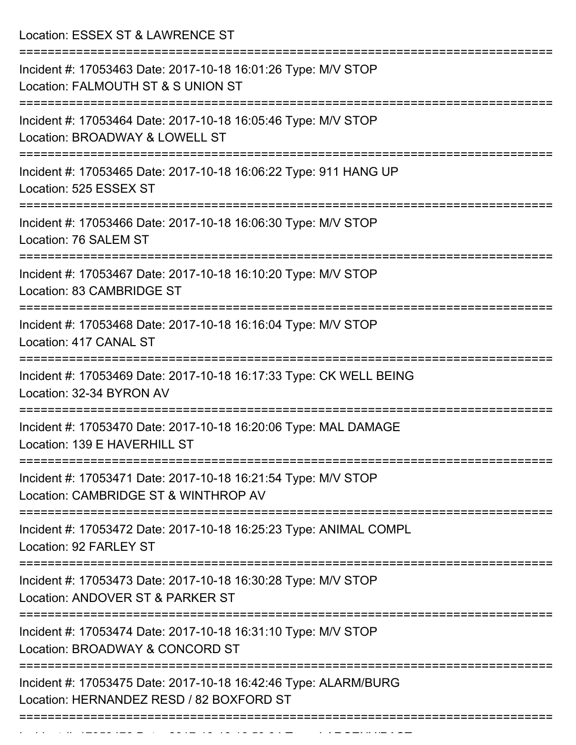Location: ESSEX ST & LAWRENCE ST

===========================================================================

Incident #: 17053463 Date: 2017-10-18 16:01:26 Type: M/V STOP
Location: FALMOUTH ST & S UNION ST

===========================================================================

Incident #: 17053464 Date: 2017-10-18 16:05:46 Type: M/V STOP
Location: BROADWAY & LOWELL ST

===========================================================================

Incident #: 17053465 Date: 2017-10-18 16:06:22 Type: 911 HANG UP
Location: 525 ESSEX ST

===========================================================================

Incident #: 17053466 Date: 2017-10-18 16:06:30 Type: M/V STOP
Location: 76 SALEM ST

===========================================================================

Incident #: 17053467 Date: 2017-10-18 16:10:20 Type: M/V STOP
Location: 83 CAMBRIDGE ST

===========================================================================

Incident #: 17053468 Date: 2017-10-18 16:16:04 Type: M/V STOP
Location: 417 CANAL ST

===========================================================================

Incident #: 17053469 Date: 2017-10-18 16:17:33 Type: CK WELL BEING
Location: 32-34 BYRON AV

===========================================================================

Incident #: 17053470 Date: 2017-10-18 16:20:06 Type: MAL DAMAGE
Location: 139 E HAVERHILL ST

===========================================================================

Incident #: 17053471 Date: 2017-10-18 16:21:54 Type: M/V STOP
Location: CAMBRIDGE ST & WINTHROP AV

===========================================================================

Incident #: 17053472 Date: 2017-10-18 16:25:23 Type: ANIMAL COMPL
Location: 92 FARLEY ST

===========================================================================

Incident #: 17053473 Date: 2017-10-18 16:30:28 Type: M/V STOP
Location: ANDOVER ST & PARKER ST

===========================================================================

Incident #: 17053474 Date: 2017-10-18 16:31:10 Type: M/V STOP
Location: BROADWAY & CONCORD ST

===========================================================================

Incident #: 17053475 Date: 2017-10-18 16:42:46 Type: ALARM/BURG
Location: HERNANDEZ RESD / 82 BOXFORD ST

===========================================================================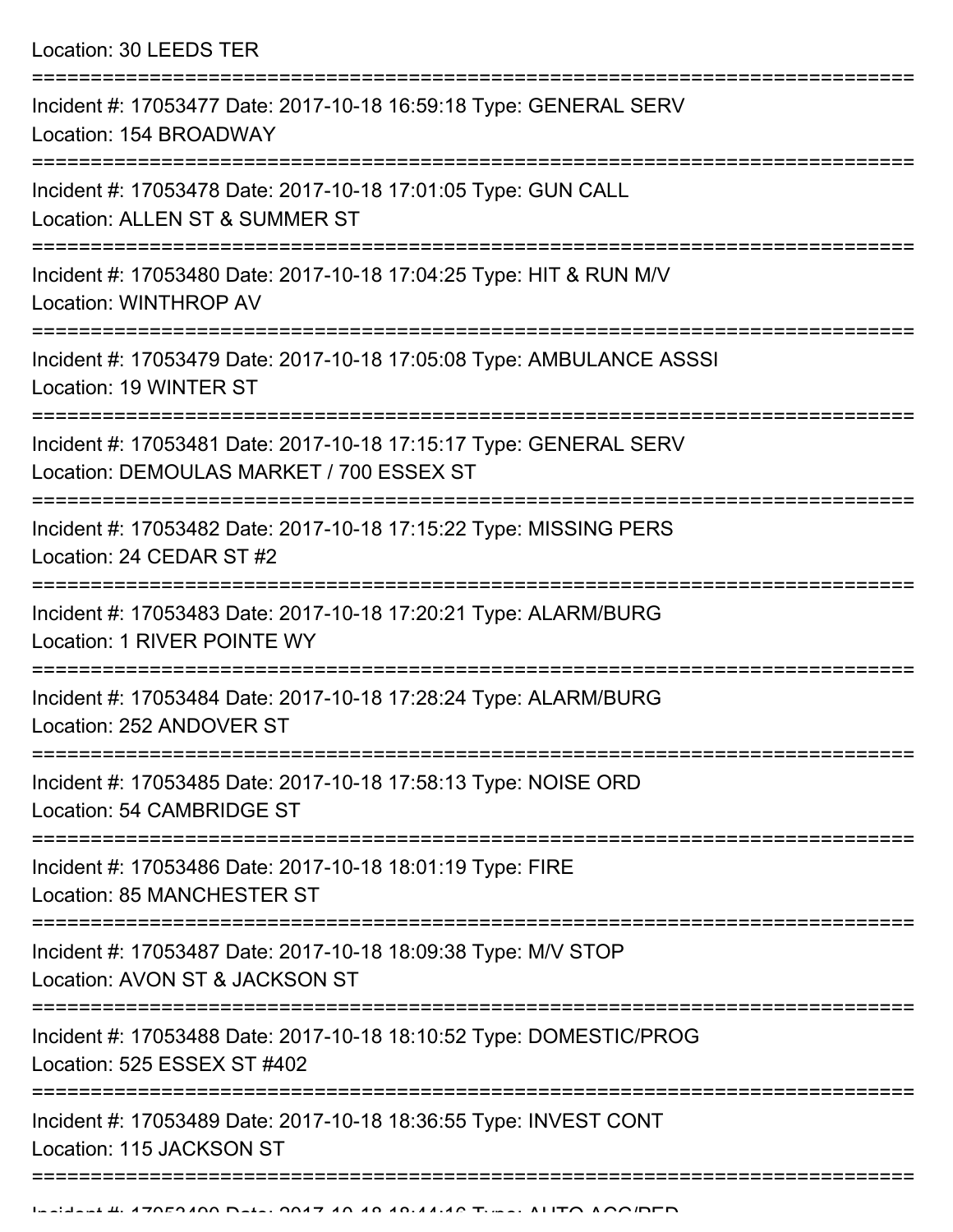Location: 30 LEEDS TER

===========================================================================

Incident #: 17053477 Date: 2017-10-18 16:59:18 Type: GENERAL SERV
Location: 154 BROADWAY

===========================================================================

Incident #: 17053478 Date: 2017-10-18 17:01:05 Type: GUN CALL
Location: ALLEN ST & SUMMER ST

===========================================================================

Incident #: 17053480 Date: 2017-10-18 17:04:25 Type: HIT & RUN M/V
Location: WINTHROP AV

===========================================================================

Incident #: 17053479 Date: 2017-10-18 17:05:08 Type: AMBULANCE ASSSI
Location: 19 WINTER ST

===========================================================================

Incident #: 17053481 Date: 2017-10-18 17:15:17 Type: GENERAL SERV
Location: DEMOULAS MARKET / 700 ESSEX ST

===========================================================================

Incident #: 17053482 Date: 2017-10-18 17:15:22 Type: MISSING PERS
Location: 24 CEDAR ST #2

===========================================================================

Incident #: 17053483 Date: 2017-10-18 17:20:21 Type: ALARM/BURG
Location: 1 RIVER POINTE WY

===========================================================================

Incident #: 17053484 Date: 2017-10-18 17:28:24 Type: ALARM/BURG
Location: 252 ANDOVER ST

===========================================================================

Incident #: 17053485 Date: 2017-10-18 17:58:13 Type: NOISE ORD
Location: 54 CAMBRIDGE ST

===========================================================================

Incident #: 17053486 Date: 2017-10-18 18:01:19 Type: FIRE
Location: 85 MANCHESTER ST

===========================================================================

Incident #: 17053487 Date: 2017-10-18 18:09:38 Type: M/V STOP
Location: AVON ST & JACKSON ST

===========================================================================

Incident #: 17053488 Date: 2017-10-18 18:10:52 Type: DOMESTIC/PROG
Location: 525 ESSEX ST #402

===========================================================================

Incident #: 17053489 Date: 2017-10-18 18:36:55 Type: INVEST CONT
Location: 115 JACKSON ST

===========================================================================

Incident #: 17053490 Date: 2017-10-18 18:44:16 Type: AUTO ACC/PED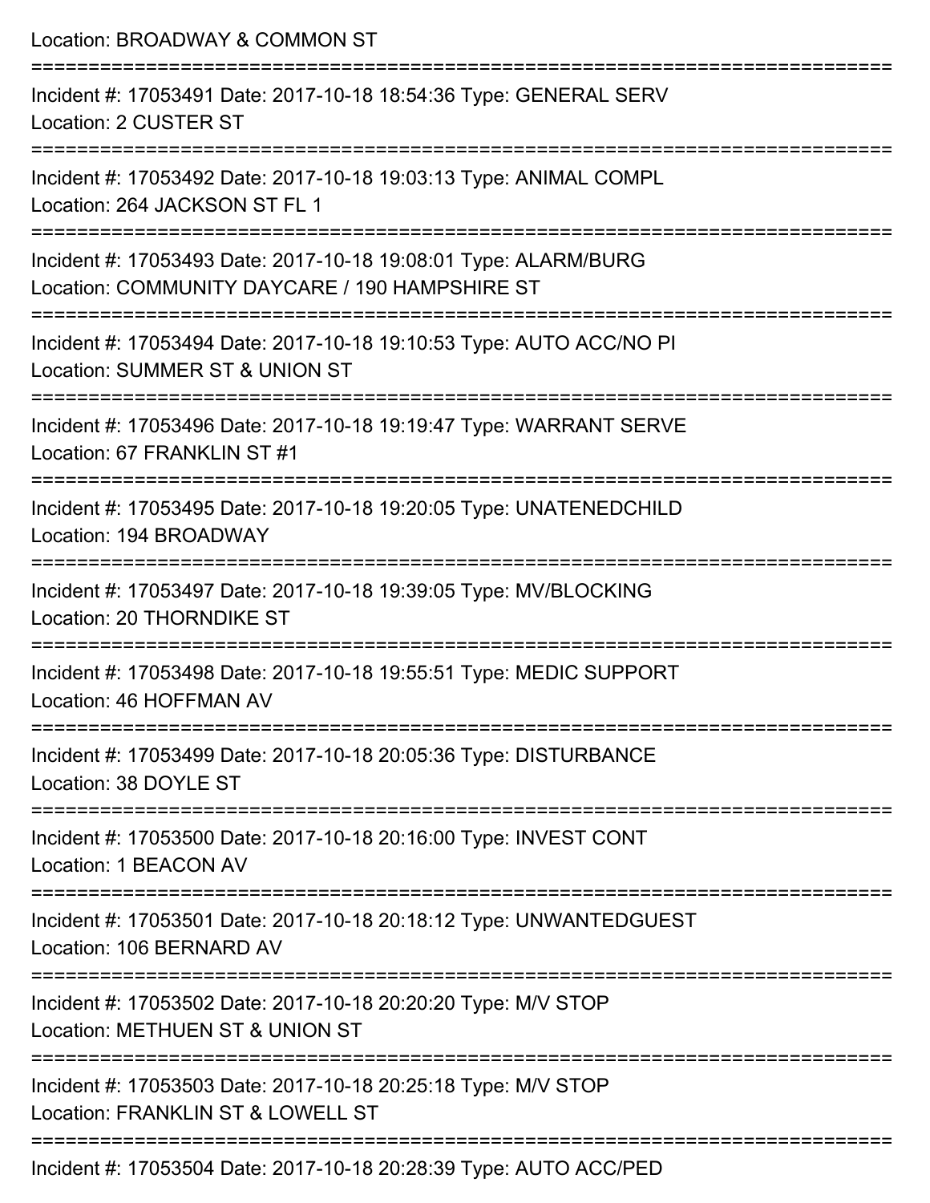Location: BROADWAY & COMMON ST

===========================================================================

Incident #: 17053491 Date: 2017-10-18 18:54:36 Type: GENERAL SERV
Location: 2 CUSTER ST

===========================================================================

Incident #: 17053492 Date: 2017-10-18 19:03:13 Type: ANIMAL COMPL
Location: 264 JACKSON ST FL 1

===========================================================================

Incident #: 17053493 Date: 2017-10-18 19:08:01 Type: ALARM/BURG
Location: COMMUNITY DAYCARE / 190 HAMPSHIRE ST

===========================================================================

Incident #: 17053494 Date: 2017-10-18 19:10:53 Type: AUTO ACC/NO PI
Location: SUMMER ST & UNION ST

===========================================================================

Incident #: 17053496 Date: 2017-10-18 19:19:47 Type: WARRANT SERVE
Location: 67 FRANKLIN ST #1

===========================================================================

Incident #: 17053495 Date: 2017-10-18 19:20:05 Type: UNATENEDCHILD
Location: 194 BROADWAY

===========================================================================

Incident #: 17053497 Date: 2017-10-18 19:39:05 Type: MV/BLOCKING
Location: 20 THORNDIKE ST

===========================================================================

Incident #: 17053498 Date: 2017-10-18 19:55:51 Type: MEDIC SUPPORT
Location: 46 HOFFMAN AV

===========================================================================

Incident #: 17053499 Date: 2017-10-18 20:05:36 Type: DISTURBANCE
Location: 38 DOYLE ST

===========================================================================

Incident #: 17053500 Date: 2017-10-18 20:16:00 Type: INVEST CONT
Location: 1 BEACON AV

===========================================================================

Incident #: 17053501 Date: 2017-10-18 20:18:12 Type: UNWANTEDGUEST
Location: 106 BERNARD AV

===========================================================================

Incident #: 17053502 Date: 2017-10-18 20:20:20 Type: M/V STOP
Location: METHUEN ST & UNION ST

===========================================================================

Incident #: 17053503 Date: 2017-10-18 20:25:18 Type: M/V STOP
Location: FRANKLIN ST & LOWELL ST

===========================================================================

Incident #: 17053504 Date: 2017-10-18 20:28:39 Type: AUTO ACC/PED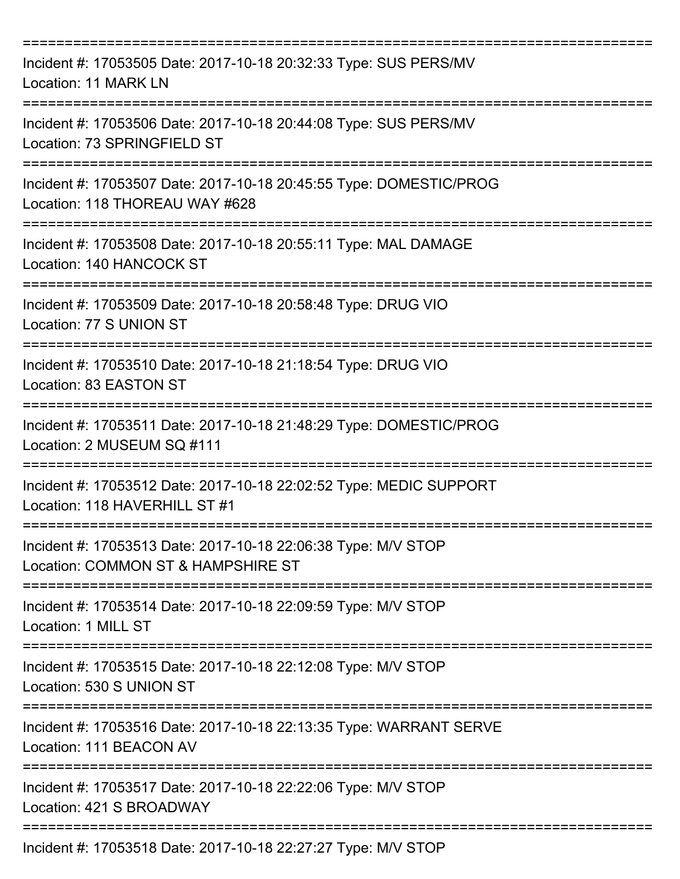===========================================================================
Incident #: 17053505 Date: 2017-10-18 20:32:33 Type: SUS PERS/MV
Location: 11 MARK LN
===========================================================================
Incident #: 17053506 Date: 2017-10-18 20:44:08 Type: SUS PERS/MV
Location: 73 SPRINGFIELD ST
===========================================================================
Incident #: 17053507 Date: 2017-10-18 20:45:55 Type: DOMESTIC/PROG
Location: 118 THOREAU WAY #628
===========================================================================
Incident #: 17053508 Date: 2017-10-18 20:55:11 Type: MAL DAMAGE
Location: 140 HANCOCK ST
===========================================================================
Incident #: 17053509 Date: 2017-10-18 20:58:48 Type: DRUG VIO
Location: 77 S UNION ST
===========================================================================
Incident #: 17053510 Date: 2017-10-18 21:18:54 Type: DRUG VIO
Location: 83 EASTON ST
===========================================================================
Incident #: 17053511 Date: 2017-10-18 21:48:29 Type: DOMESTIC/PROG
Location: 2 MUSEUM SQ #111
===========================================================================
Incident #: 17053512 Date: 2017-10-18 22:02:52 Type: MEDIC SUPPORT
Location: 118 HAVERHILL ST #1
===========================================================================
Incident #: 17053513 Date: 2017-10-18 22:06:38 Type: M/V STOP
Location: COMMON ST & HAMPSHIRE ST
===========================================================================
Incident #: 17053514 Date: 2017-10-18 22:09:59 Type: M/V STOP
Location: 1 MILL ST
===========================================================================
Incident #: 17053515 Date: 2017-10-18 22:12:08 Type: M/V STOP
Location: 530 S UNION ST
===========================================================================
Incident #: 17053516 Date: 2017-10-18 22:13:35 Type: WARRANT SERVE
Location: 111 BEACON AV
===========================================================================
Incident #: 17053517 Date: 2017-10-18 22:22:06 Type: M/V STOP
Location: 421 S BROADWAY
===========================================================================
Incident #: 17053518 Date: 2017-10-18 22:27:27 Type: M/V STOP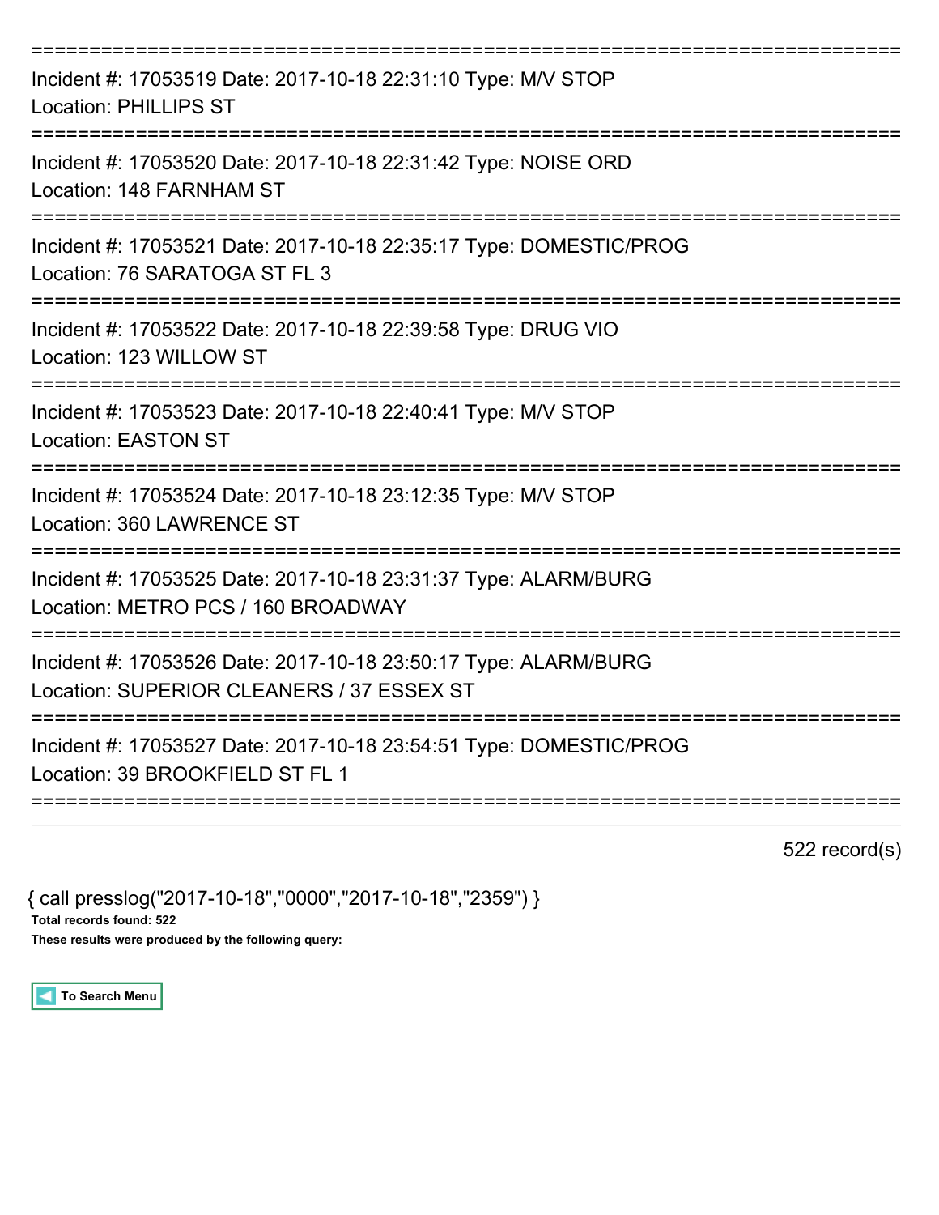===========================================================================

Incident #: 17053519 Date: 2017-10-18 22:31:10 Type: M/V STOP

Location: PHILLIPS ST

===========================================================================

Incident #: 17053520 Date: 2017-10-18 22:31:42 Type: NOISE ORD

Location: 148 FARNHAM ST

===========================================================================

Incident #: 17053521 Date: 2017-10-18 22:35:17 Type: DOMESTIC/PROG

Location: 76 SARATOGA ST FL 3

===========================================================================

Incident #: 17053522 Date: 2017-10-18 22:39:58 Type: DRUG VIO

Location: 123 WILLOW ST

===========================================================================

Incident #: 17053523 Date: 2017-10-18 22:40:41 Type: M/V STOP

Location: EASTON ST

===========================================================================

Incident #: 17053524 Date: 2017-10-18 23:12:35 Type: M/V STOP

Location: 360 LAWRENCE ST

===========================================================================

Incident #: 17053525 Date: 2017-10-18 23:31:37 Type: ALARM/BURG

Location: METRO PCS / 160 BROADWAY

===========================================================================

Incident #: 17053526 Date: 2017-10-18 23:50:17 Type: ALARM/BURG

Location: SUPERIOR CLEANERS / 37 ESSEX ST

===========================================================================

Incident #: 17053527 Date: 2017-10-18 23:54:51 Type: DOMESTIC/PROG

Location: 39 BROOKFIELD ST FL 1

===========================================================================

522 record(s)

{ call presslog("2017-10-18","0000","2017-10-18","2359") }

**Total records found: 522**

**These results were produced by the following query:**

To Search Menu